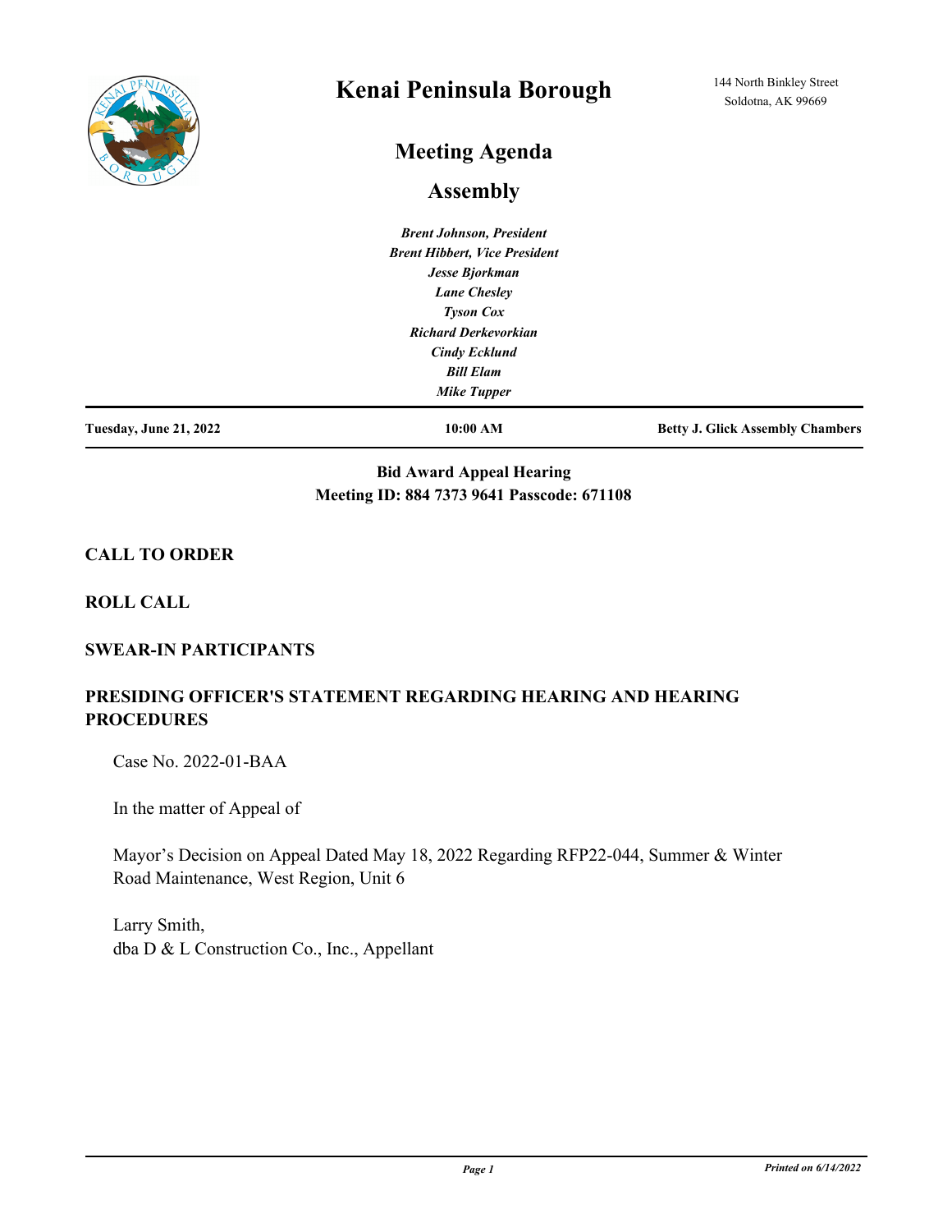# Kenai Peninsula Borough

144 North Binkley Street
Soldotna, AK 99669

## Meeting Agenda

## Assembly

***Brent Johnson, President***
***Brent Hibbert, Vice President***
***Jesse Bjorkman***
***Lane Chesley***
***Tyson Cox***
***Richard Derkevorkian***
***Cindy Ecklund***
***Bill Elam***
***Mike Tupper***

**Tuesday, June 21, 2022** | **10:00 AM** | **Betty J. Glick Assembly Chambers**

**Bid Award Appeal Hearing**
**Meeting ID: 884 7373 9641 Passcode: 671108**

### CALL TO ORDER

### ROLL CALL

### SWEAR-IN PARTICIPANTS

### PRESIDING OFFICER'S STATEMENT REGARDING HEARING AND HEARING PROCEDURES

Case No. 2022-01-BAA

In the matter of Appeal of

Mayor's Decision on Appeal Dated May 18, 2022 Regarding RFP22-044, Summer & Winter Road Maintenance, West Region, Unit 6

Larry Smith,
dba D & L Construction Co., Inc., Appellant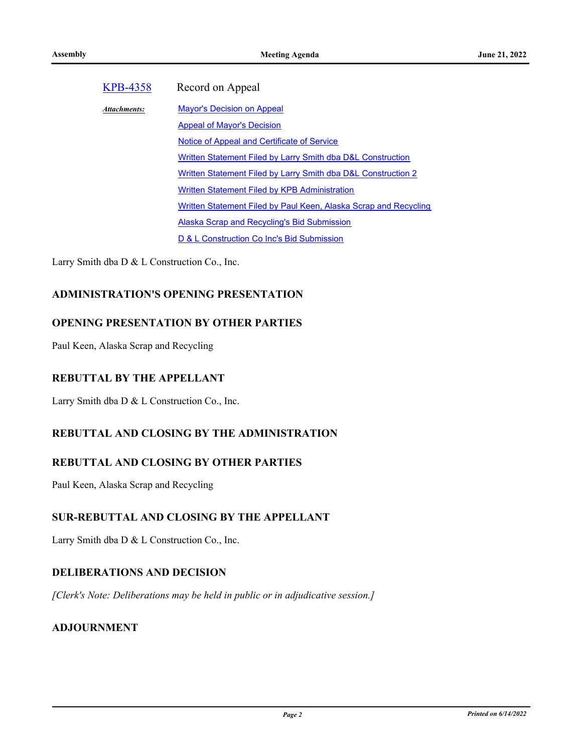KPB-4358 Record on Appeal

*Attachments:*
- Mayor's Decision on Appeal
- Appeal of Mayor's Decision
- Notice of Appeal and Certificate of Service
- Written Statement Filed by Larry Smith dba D&L Construction
- Written Statement Filed by Larry Smith dba D&L Construction 2
- Written Statement Filed by KPB Administration
- Written Statement Filed by Paul Keen, Alaska Scrap and Recycling
- Alaska Scrap and Recycling's Bid Submission
- D & L Construction Co Inc's Bid Submission

Larry Smith dba D & L Construction Co., Inc.

## ADMINISTRATION'S OPENING PRESENTATION

## OPENING PRESENTATION BY OTHER PARTIES

Paul Keen, Alaska Scrap and Recycling

## REBUTTAL BY THE APPELLANT

Larry Smith dba D & L Construction Co., Inc.

## REBUTTAL AND CLOSING BY THE ADMINISTRATION

## REBUTTAL AND CLOSING BY OTHER PARTIES

Paul Keen, Alaska Scrap and Recycling

## SUR-REBUTTAL AND CLOSING BY THE APPELLANT

Larry Smith dba D & L Construction Co., Inc.

## DELIBERATIONS AND DECISION

*[Clerk's Note: Deliberations may be held in public or in adjudicative session.]*

## ADJOURNMENT